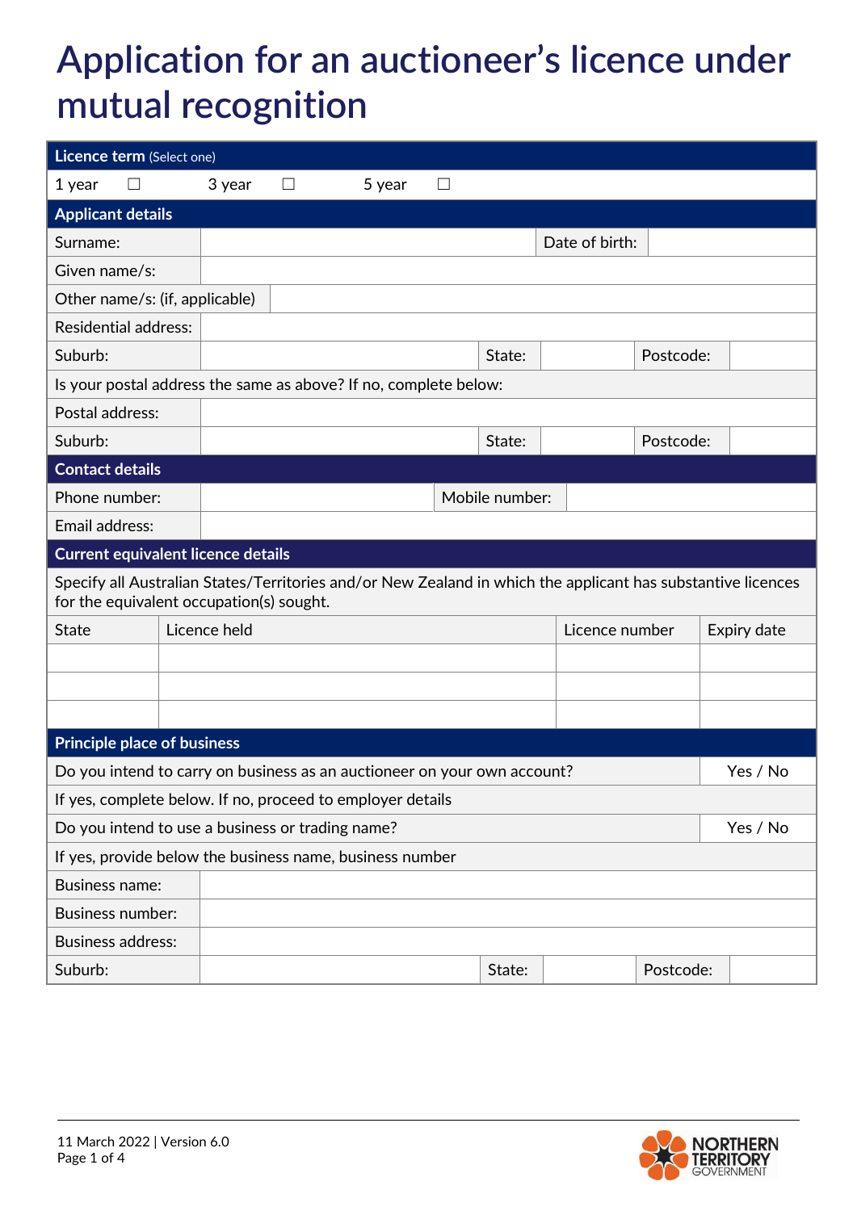# Application for an auctioneer's licence under mutual recognition

| **Licence term** (Select one) | | | | | |
|---|---|---|---|---|---|
| 1 year | ☐ | 3 year | ☐ | 5 year | ☐ |

| **Applicant details** | | | |
|---|---|---|---|
| Surname: | | Date of birth: | |
| Given name/s: | | | |
| Other name/s: (if, applicable) | | | |
| Residential address: | | | |

| Suburb: | | State: | | Postcode: | |
|---|---|---|---|---|---|
| Is your postal address the same as above? If no, complete below: | | | | | |
| Postal address: | | | | | |
| Suburb: | | State: | | Postcode: | |

| **Contact details** | | | |
|---|---|---|---|
| Phone number: | | Mobile number: | |
| Email address: | | | |

**Current equivalent licence details**

Specify all Australian States/Territories and/or New Zealand in which the applicant has substantive licences for the equivalent occupation(s) sought.

| State | Licence held | Licence number | Expiry date |
|---|---|---|---|
| | | | |
| | | | |
| | | | |

| **Principle place of business** | |
|---|---|
| Do you intend to carry on business as an auctioneer on your own account? | Yes / No |
| If yes, complete below. If no, proceed to employer details | |
| Do you intend to use a business or trading name? | Yes / No |
| If yes, provide below the business name, business number | |

| Business name: | | | | | |
|---|---|---|---|---|---|
| Business number: | | | | | |
| Business address: | | | | | |
| Suburb: | | State: | | Postcode: | |

11 March 2022 | Version 6.0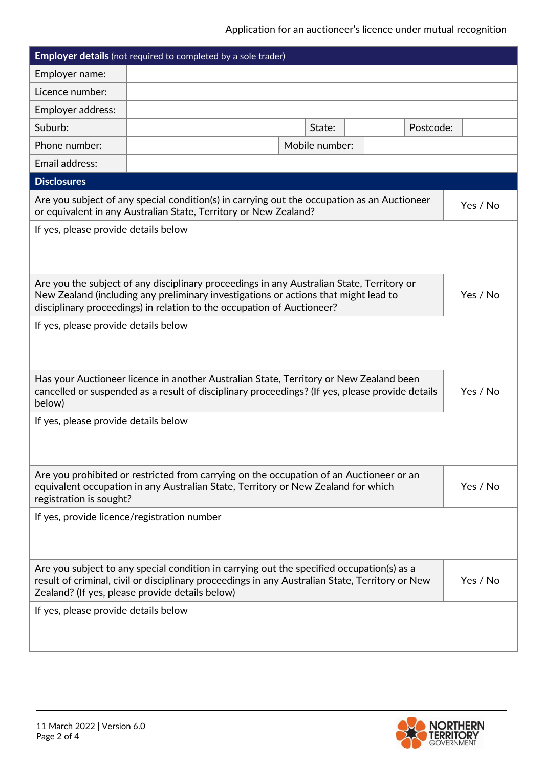## Employer details (not required to completed by a sole trader)

| | | | | | |
|---|---|---|---|---|---|
| Employer name: | | | | | |
| Licence number: | | | | | |
| Employer address: | | | | | |
| Suburb: | | State: | | Postcode: | |
| Phone number: | | Mobile number: | | | |
| Email address: | | | | | |

## Disclosures

| | |
|---|---|
| Are you subject of any special condition(s) in carrying out the occupation as an Auctioneer or equivalent in any Australian State, Territory or New Zealand? | Yes / No |
| If yes, please provide details below | |
| Are you the subject of any disciplinary proceedings in any Australian State, Territory or New Zealand (including any preliminary investigations or actions that might lead to disciplinary proceedings) in relation to the occupation of Auctioneer? | Yes / No |
| If yes, please provide details below | |
| Has your Auctioneer licence in another Australian State, Territory or New Zealand been cancelled or suspended as a result of disciplinary proceedings? (If yes, please provide details below) | Yes / No |
| If yes, please provide details below | |
| Are you prohibited or restricted from carrying on the occupation of an Auctioneer or an equivalent occupation in any Australian State, Territory or New Zealand for which registration is sought? | Yes / No |
| If yes, provide licence/registration number | |
| Are you subject to any special condition in carrying out the specified occupation(s) as a result of criminal, civil or disciplinary proceedings in any Australian State, Territory or New Zealand? (If yes, please provide details below) | Yes / No |
| If yes, please provide details below | |

11 March 2022 | Version 6.0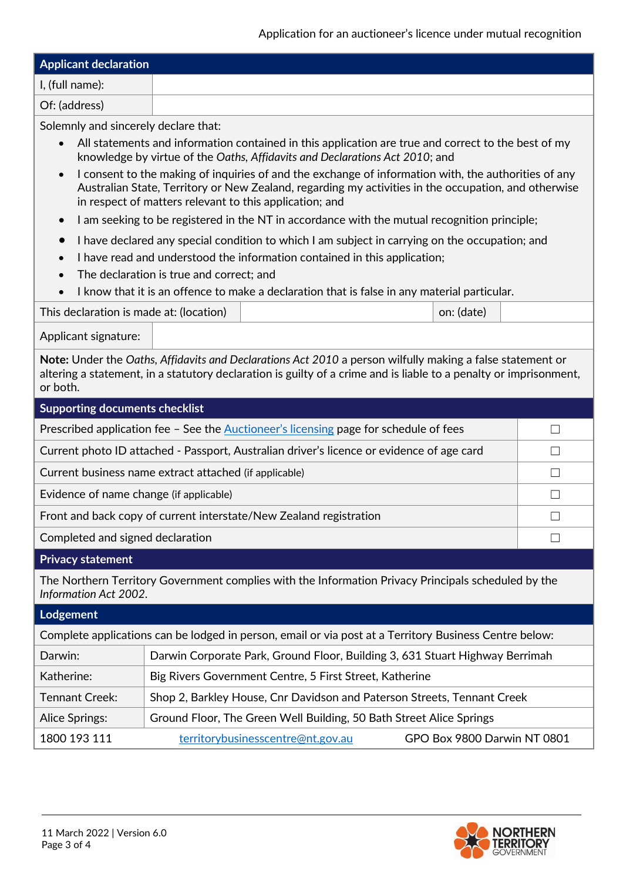## Applicant declaration

| I, (full name): | |
|---|---|
| Of: (address) | |

Solemnly and sincerely declare that:

- All statements and information contained in this application are true and correct to the best of my knowledge by virtue of the *Oaths, Affidavits and Declarations Act 2010*; and
- I consent to the making of inquiries of and the exchange of information with, the authorities of any Australian State, Territory or New Zealand, regarding my activities in the occupation, and otherwise in respect of matters relevant to this application; and
- I am seeking to be registered in the NT in accordance with the mutual recognition principle;
- I have declared any special condition to which I am subject in carrying on the occupation; and
- I have read and understood the information contained in this application;
- The declaration is true and correct; and
- I know that it is an offence to make a declaration that is false in any material particular.

| This declaration is made at: (location) | | on: (date) | |
|---|---|---|---|

| Applicant signature: | |
|---|---|

**Note:** Under the *Oaths, Affidavits and Declarations Act 2010* a person wilfully making a false statement or altering a statement, in a statutory declaration is guilty of a crime and is liable to a penalty or imprisonment, or both.

## Supporting documents checklist

| Item | |
|---|---|
| Prescribed application fee – See the [Auctioneer's licensing]() page for schedule of fees | ☐ |
| Current photo ID attached - Passport, Australian driver's licence or evidence of age card | ☐ |
| Current business name extract attached (if applicable) | ☐ |
| Evidence of name change (if applicable) | ☐ |
| Front and back copy of current interstate/New Zealand registration | ☐ |
| Completed and signed declaration | ☐ |

## Privacy statement

The Northern Territory Government complies with the Information Privacy Principals scheduled by the *Information Act 2002*.

## Lodgement

Complete applications can be lodged in person, email or via post at a Territory Business Centre below:

| Location | Address |
|---|---|
| Darwin: | Darwin Corporate Park, Ground Floor, Building 3, 631 Stuart Highway Berrimah |
| Katherine: | Big Rivers Government Centre, 5 First Street, Katherine |
| Tennant Creek: | Shop 2, Barkley House, Cnr Davidson and Paterson Streets, Tennant Creek |
| Alice Springs: | Ground Floor, The Green Well Building, 50 Bath Street Alice Springs |

1800 193 111 | territorybusinesscentre@nt.gov.au | GPO Box 9800 Darwin NT 0801

11 March 2022 | Version 6.0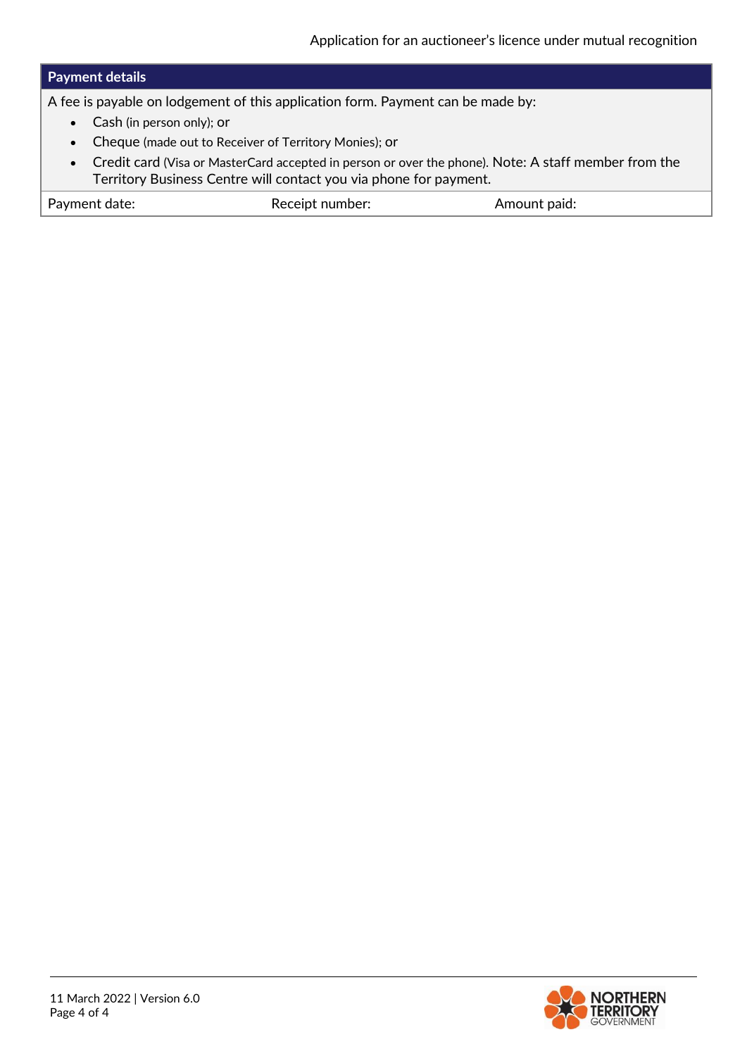## Payment details

A fee is payable on lodgement of this application form. Payment can be made by:

- Cash (in person only); or
- Cheque (made out to Receiver of Territory Monies); or
- Credit card (Visa or MasterCard accepted in person or over the phone). Note: A staff member from the Territory Business Centre will contact you via phone for payment.

| | | |
|---|---|---|
| Payment date: | Receipt number: | Amount paid: |